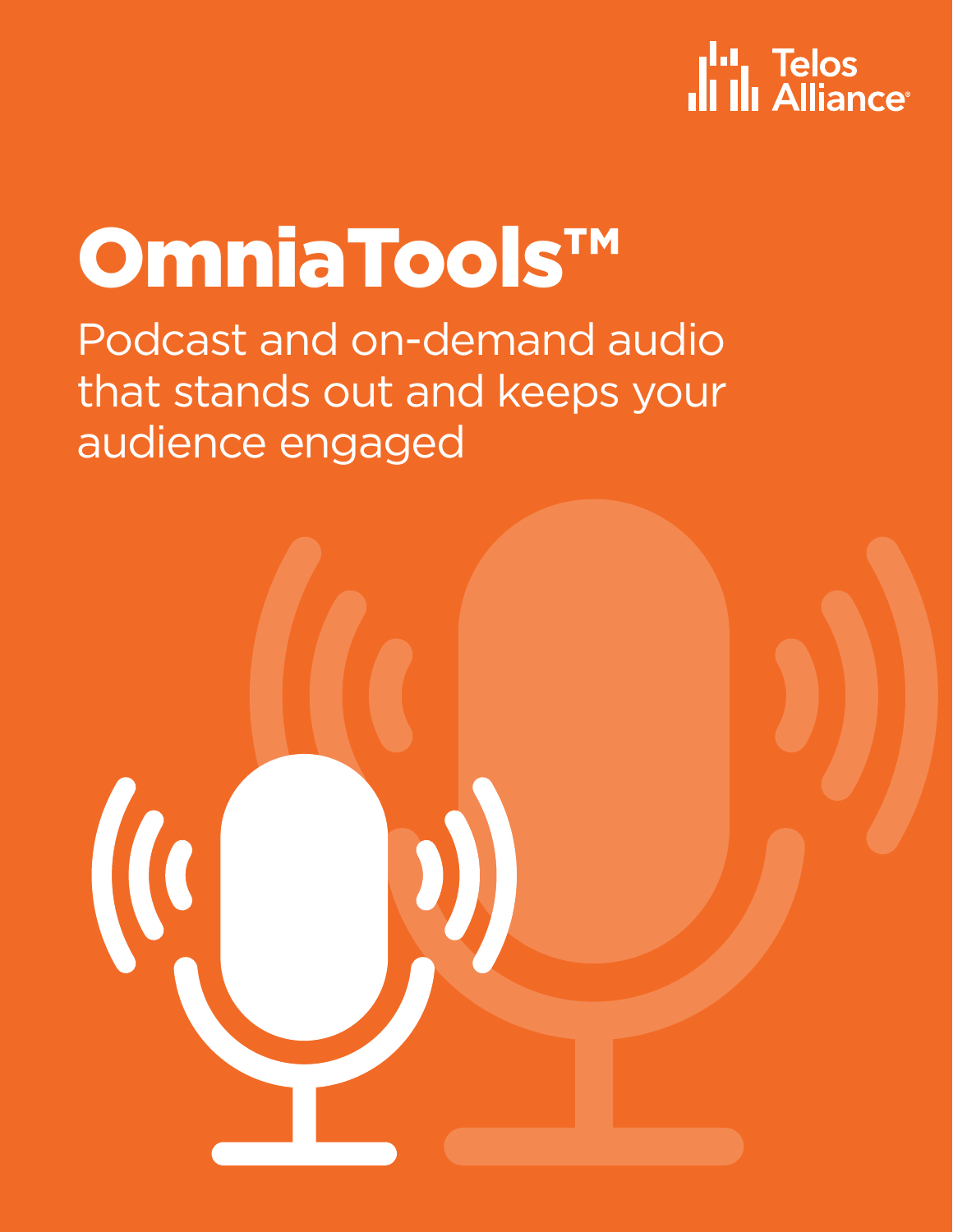Telos Alliance

# OmniaTools™

Podcast and on-demand audio that stands out and keeps your audience engaged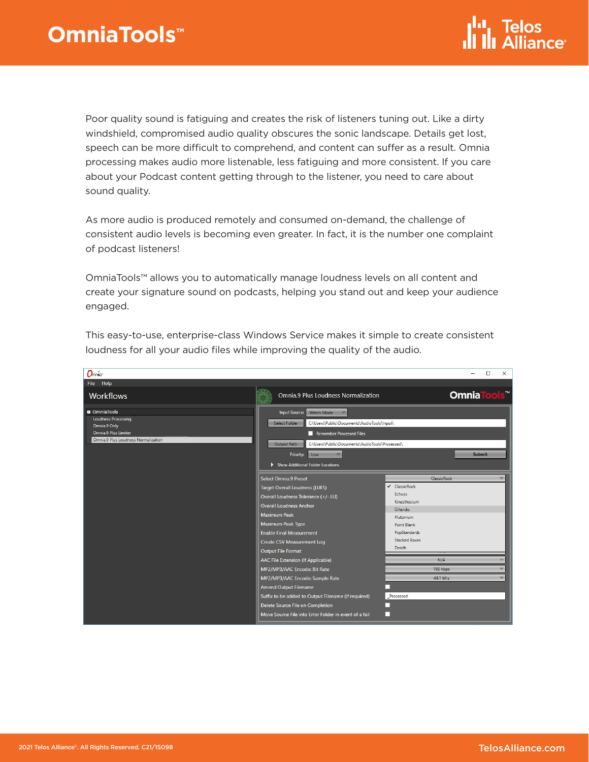Poor quality sound is fatiguing and creates the risk of listeners tuning out. Like a dirty windshield, compromised audio quality obscures the sonic landscape. Details get lost, speech can be more difficult to comprehend, and content can suffer as a result. Omnia processing makes audio more listenable, less fatiguing and more consistent. If you care about your Podcast content getting through to the listener, you need to care about sound quality.

As more audio is produced remotely and consumed on-demand, the challenge of consistent audio levels is becoming even greater. In fact, it is the number one complaint of podcast listeners!

OmniaTools™ allows you to automatically manage loudness levels on all content and create your signature sound on podcasts, helping you stand out and keep your audience engaged.

This easy-to-use, enterprise-class Windows Service makes it simple to create consistent loudness for all your audio files while improving the quality of the audio.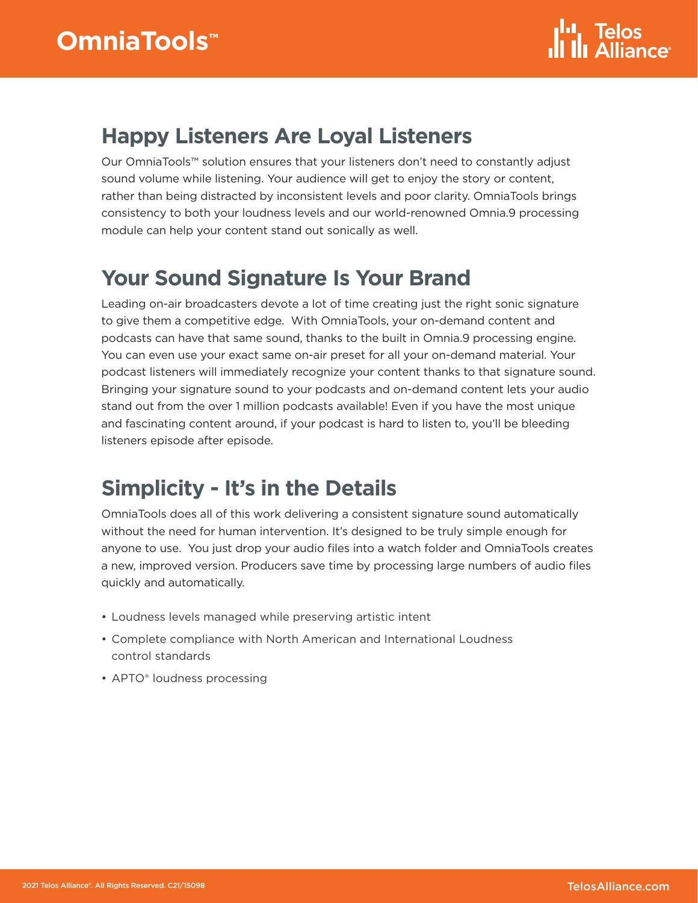## Happy Listeners Are Loyal Listeners

Our OmniaTools™ solution ensures that your listeners don't need to constantly adjust sound volume while listening. Your audience will get to enjoy the story or content, rather than being distracted by inconsistent levels and poor clarity. OmniaTools brings consistency to both your loudness levels and our world-renowned Omnia.9 processing module can help your content stand out sonically as well.

## Your Sound Signature Is Your Brand

Leading on-air broadcasters devote a lot of time creating just the right sonic signature to give them a competitive edge. With OmniaTools, your on-demand content and podcasts can have that same sound, thanks to the built in Omnia.9 processing engine. You can even use your exact same on-air preset for all your on-demand material. Your podcast listeners will immediately recognize your content thanks to that signature sound. Bringing your signature sound to your podcasts and on-demand content lets your audio stand out from the over 1 million podcasts available! Even if you have the most unique and fascinating content around, if your podcast is hard to listen to, you'll be bleeding listeners episode after episode.

## Simplicity - It's in the Details

OmniaTools does all of this work delivering a consistent signature sound automatically without the need for human intervention. It's designed to be truly simple enough for anyone to use. You just drop your audio files into a watch folder and OmniaTools creates a new, improved version. Producers save time by processing large numbers of audio files quickly and automatically.

- Loudness levels managed while preserving artistic intent
- Complete compliance with North American and International Loudness control standards
- APTO® loudness processing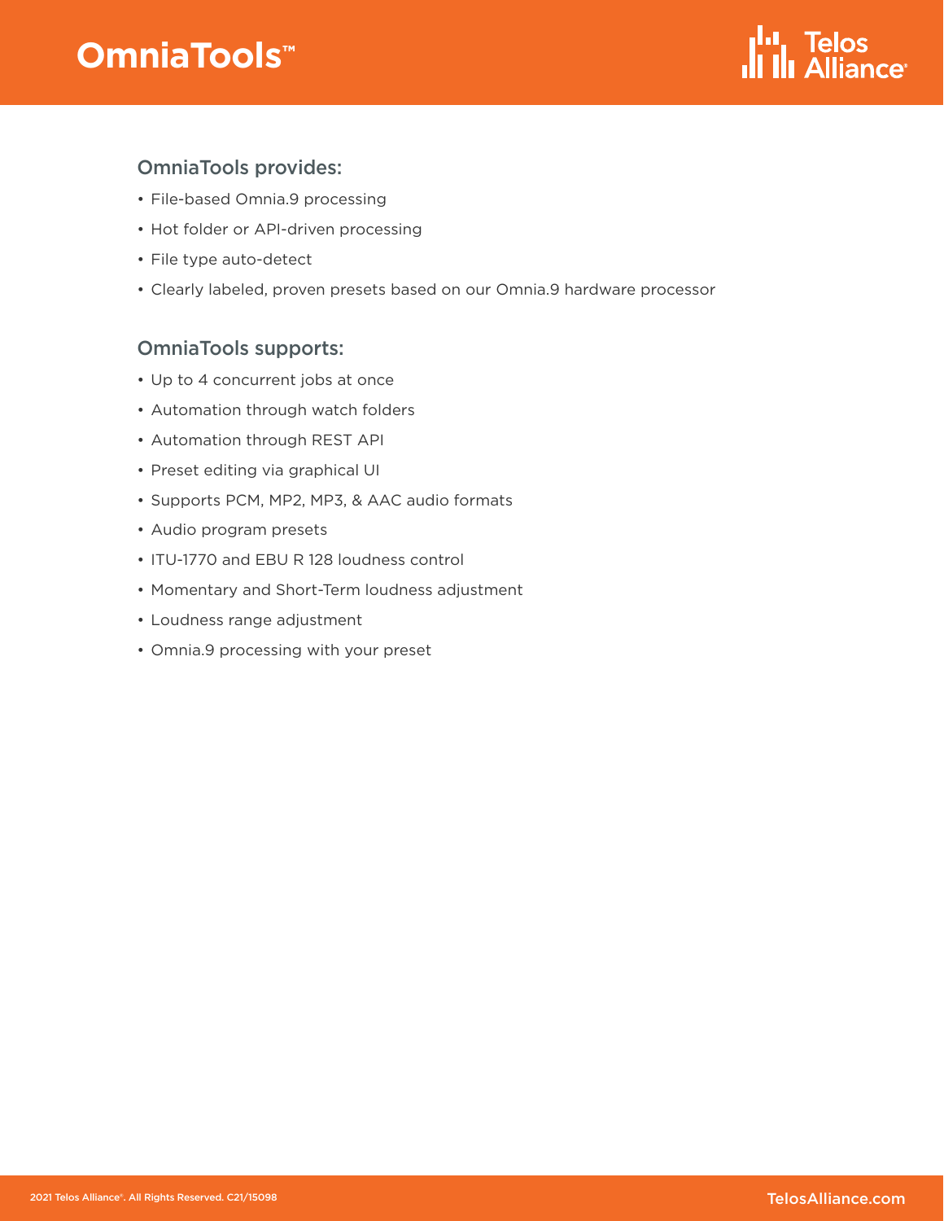## OmniaTools provides:

- File-based Omnia.9 processing
- Hot folder or API-driven processing
- File type auto-detect
- Clearly labeled, proven presets based on our Omnia.9 hardware processor

## OmniaTools supports:

- Up to 4 concurrent jobs at once
- Automation through watch folders
- Automation through REST API
- Preset editing via graphical UI
- Supports PCM, MP2, MP3, & AAC audio formats
- Audio program presets
- ITU-1770 and EBU R 128 loudness control
- Momentary and Short-Term loudness adjustment
- Loudness range adjustment
- Omnia.9 processing with your preset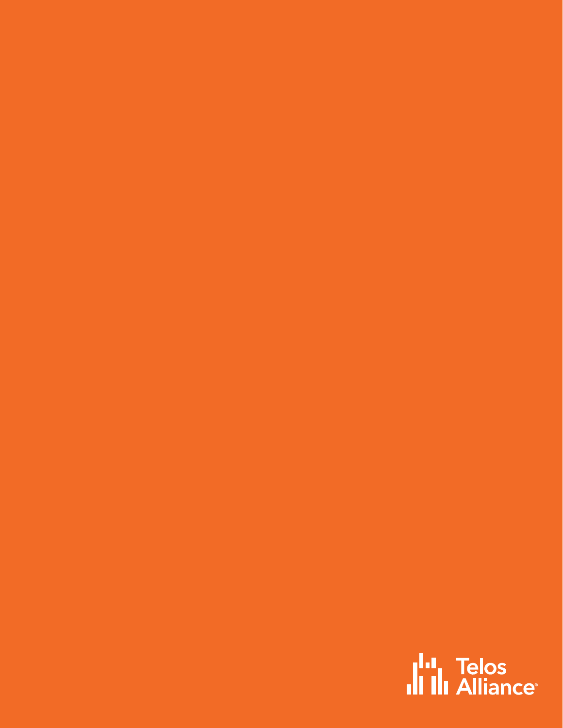Telos Alliance®